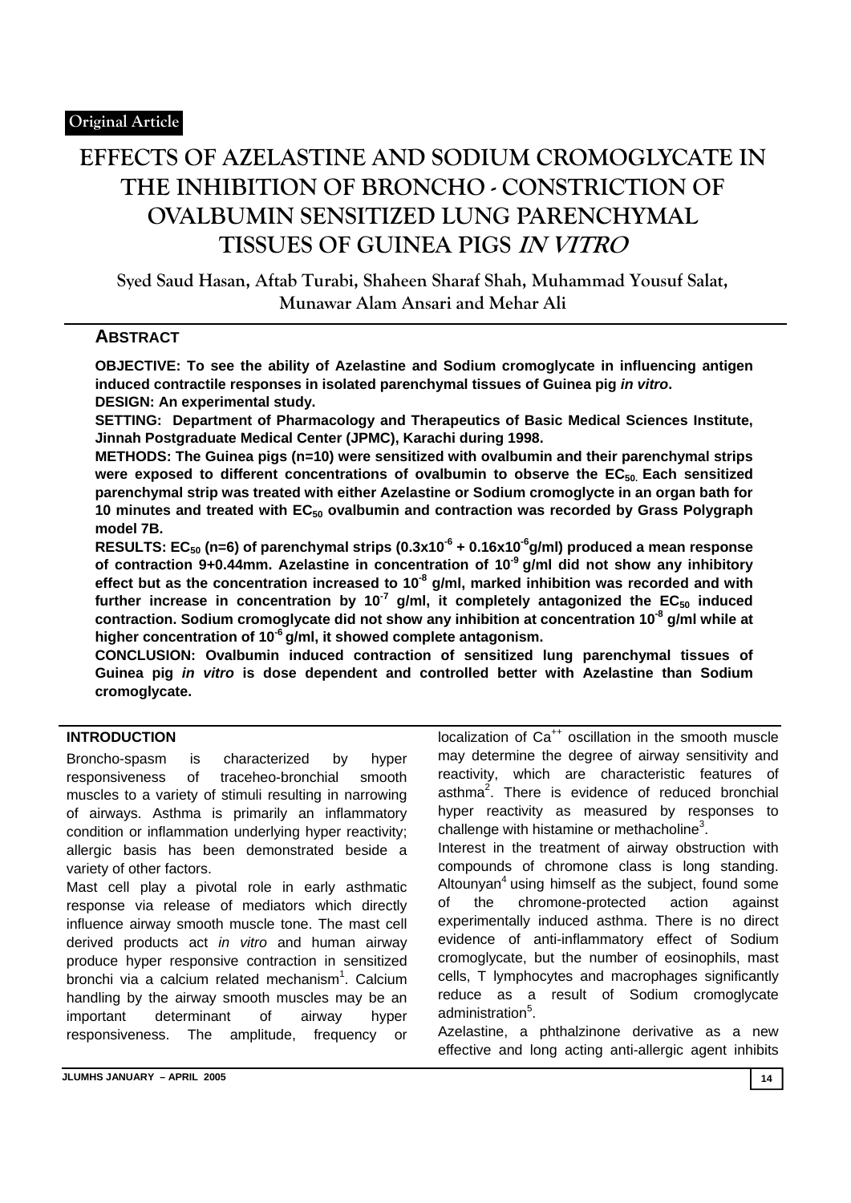Original Article

# EFFECTS OF AZELASTINE AND SODIUM CROMOGLYCATE IN THE INHIBITION OF BRONCHO - CONSTRICTION OF OVALBUMIN SENSITIZED LUNG PARENCHYMAL TISSUES OF GUINEA PIGS *IN VITRO*

Syed Saud Hasan, Aftab Turabi, Shaheen Sharaf Shah, Muhammad Yousuf Salat, Munawar Alam Ansari and Mehar Ali

## ABSTRACT

**OBJECTIVE: To see the ability of Azelastine and Sodium cromoglycate in influencing antigen induced contractile responses in isolated parenchymal tissues of Guinea pig *in vitro*.**

**DESIGN: An experimental study.**

**SETTING: Department of Pharmacology and Therapeutics of Basic Medical Sciences Institute, Jinnah Postgraduate Medical Center (JPMC), Karachi during 1998.**

**METHODS: The Guinea pigs (n=10) were sensitized with ovalbumin and their parenchymal strips were exposed to different concentrations of ovalbumin to observe the $EC_{50}$. Each sensitized parenchymal strip was treated with either Azelastine or Sodium cromoglycte in an organ bath for 10 minutes and treated with $EC_{50}$ ovalbumin and contraction was recorded by Grass Polygraph model 7B.**

**RESULTS: $EC_{50}$ (n=6) of parenchymal strips ($0.3x10^{-6}$ + $0.16x10^{-6}$g/ml) produced a mean response of contraction 9+0.44mm. Azelastine in concentration of $10^{-9}$ g/ml did not show any inhibitory effect but as the concentration increased to $10^{-8}$ g/ml, marked inhibition was recorded and with further increase in concentration by $10^{-7}$ g/ml, it completely antagonized the $EC_{50}$ induced contraction. Sodium cromoglycate did not show any inhibition at concentration $10^{-8}$ g/ml while at higher concentration of $10^{-6}$ g/ml, it showed complete antagonism.**

**CONCLUSION: Ovalbumin induced contraction of sensitized lung parenchymal tissues of Guinea pig *in vitro* is dose dependent and controlled better with Azelastine than Sodium cromoglycate.**

## INTRODUCTION

Broncho-spasm is characterized by hyper responsiveness of traceheo-bronchial smooth muscles to a variety of stimuli resulting in narrowing of airways. Asthma is primarily an inflammatory condition or inflammation underlying hyper reactivity; allergic basis has been demonstrated beside a variety of other factors.

Mast cell play a pivotal role in early asthmatic response via release of mediators which directly influence airway smooth muscle tone. The mast cell derived products act *in vitro* and human airway produce hyper responsive contraction in sensitized bronchi via a calcium related mechanism[1]. Calcium handling by the airway smooth muscles may be an important determinant of airway hyper responsiveness. The amplitude, frequency or localization of $Ca^{++}$ oscillation in the smooth muscle may determine the degree of airway sensitivity and reactivity, which are characteristic features of asthma[2]. There is evidence of reduced bronchial hyper reactivity as measured by responses to challenge with histamine or methacholine[3].

Interest in the treatment of airway obstruction with compounds of chromone class is long standing. Altounyan[4] using himself as the subject, found some of the chromone-protected action against experimentally induced asthma. There is no direct evidence of anti-inflammatory effect of Sodium cromoglycate, but the number of eosinophils, mast cells, T lymphocytes and macrophages significantly reduce as a result of Sodium cromoglycate administration[5].

Azelastine, a phthalzinone derivative as a new effective and long acting anti-allergic agent inhibits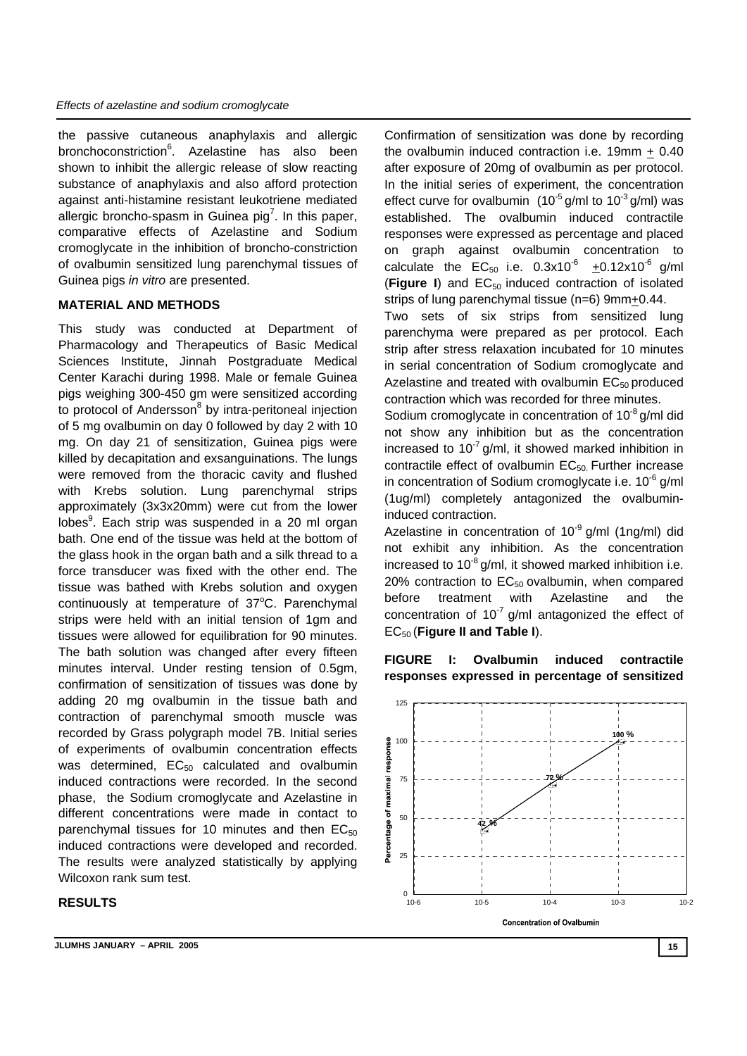the passive cutaneous anaphylaxis and allergic bronchoconstriction[6]. Azelastine has also been shown to inhibit the allergic release of slow reacting substance of anaphylaxis and also afford protection against anti-histamine resistant leukotriene mediated allergic broncho-spasm in Guinea pig[7]. In this paper, comparative effects of Azelastine and Sodium cromoglycate in the inhibition of broncho-constriction of ovalbumin sensitized lung parenchymal tissues of Guinea pigs *in vitro* are presented.

## MATERIAL AND METHODS

This study was conducted at Department of Pharmacology and Therapeutics of Basic Medical Sciences Institute, Jinnah Postgraduate Medical Center Karachi during 1998. Male or female Guinea pigs weighing 300-450 gm were sensitized according to protocol of Andersson[8] by intra-peritoneal injection of 5 mg ovalbumin on day 0 followed by day 2 with 10 mg. On day 21 of sensitization, Guinea pigs were killed by decapitation and exsanguinations. The lungs were removed from the thoracic cavity and flushed with Krebs solution. Lung parenchymal strips approximately (3x3x20mm) were cut from the lower lobes[9]. Each strip was suspended in a 20 ml organ bath. One end of the tissue was held at the bottom of the glass hook in the organ bath and a silk thread to a force transducer was fixed with the other end. The tissue was bathed with Krebs solution and oxygen continuously at temperature of 37°C. Parenchymal strips were held with an initial tension of 1gm and tissues were allowed for equilibration for 90 minutes. The bath solution was changed after every fifteen minutes interval. Under resting tension of 0.5gm, confirmation of sensitization of tissues was done by adding 20 mg ovalbumin in the tissue bath and contraction of parenchymal smooth muscle was recorded by Grass polygraph model 7B. Initial series of experiments of ovalbumin concentration effects was determined, $EC_{50}$ calculated and ovalbumin induced contractions were recorded. In the second phase, the Sodium cromoglycate and Azelastine in different concentrations were made in contact to parenchymal tissues for 10 minutes and then $EC_{50}$ induced contractions were developed and recorded. The results were analyzed statistically by applying Wilcoxon rank sum test.

## RESULTS

Confirmation of sensitization was done by recording the ovalbumin induced contraction i.e. 19mm $\pm$ 0.40 after exposure of 20mg of ovalbumin as per protocol. In the initial series of experiment, the concentration effect curve for ovalbumin ($10^{-5}$ g/ml to $10^{-3}$ g/ml) was established. The ovalbumin induced contractile responses were expressed as percentage and placed on graph against ovalbumin concentration to calculate the $EC_{50}$ i.e. $0.3\times10^{-6}$ $\pm 0.12\times10^{-6}$ g/ml (**Figure I**) and $EC_{50}$ induced contraction of isolated strips of lung parenchymal tissue (n=6) 9mm$\pm$0.44.

Two sets of six strips from sensitized lung parenchyma were prepared as per protocol. Each strip after stress relaxation incubated for 10 minutes in serial concentration of Sodium cromoglycate and Azelastine and treated with ovalbumin $EC_{50}$ produced contraction which was recorded for three minutes.

Sodium cromoglycate in concentration of $10^{-8}$ g/ml did not show any inhibition but as the concentration increased to $10^{-7}$ g/ml, it showed marked inhibition in contractile effect of ovalbumin $EC_{50}$. Further increase in concentration of Sodium cromoglycate i.e. $10^{-6}$ g/ml (1ug/ml) completely antagonized the ovalbumin-induced contraction.

Azelastine in concentration of $10^{-9}$ g/ml (1ng/ml) did not exhibit any inhibition. As the concentration increased to $10^{-8}$ g/ml, it showed marked inhibition i.e. 20% contraction to $EC_{50}$ ovalbumin, when compared before treatment with Azelastine and the concentration of $10^{-7}$ g/ml antagonized the effect of $EC_{50}$ (**Figure II and Table I**).

**FIGURE I: Ovalbumin induced contractile responses expressed in percentage of sensitized**

Percentage of maximal response (0–125) vs Concentration of Ovalbumin (10-6 to 10-2): 42 % at 10-5, 72 % at 10-4, 100 % at 10-3.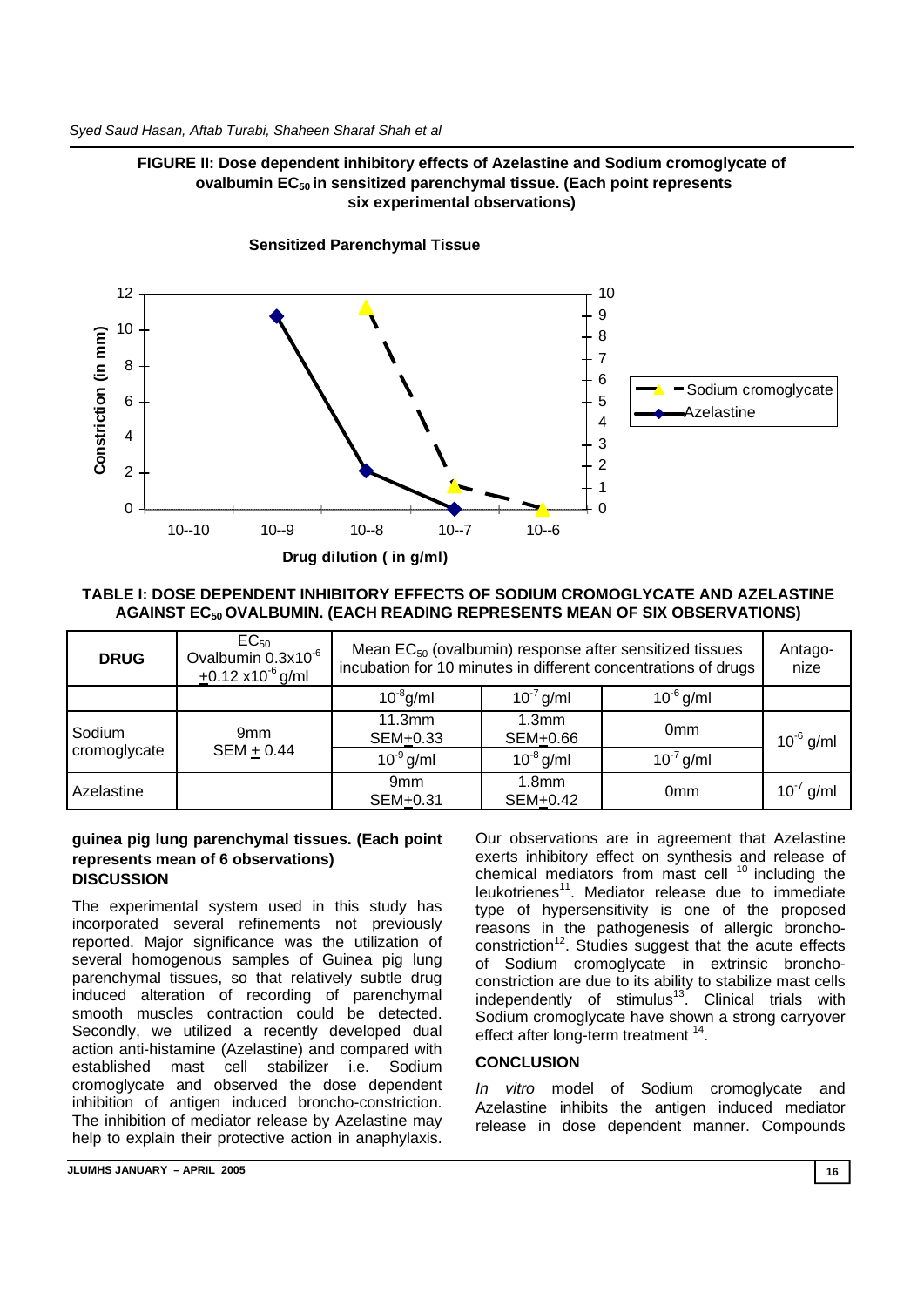**FIGURE II: Dose dependent inhibitory effects of Azelastine and Sodium cromoglycate of ovalbumin $EC_{50}$ in sensitized parenchymal tissue. (Each point represents six experimental observations)**

**TABLE I: DOSE DEPENDENT INHIBITORY EFFECTS OF SODIUM CROMOGLYCATE AND AZELASTINE AGAINST $EC_{50}$ OVALBUMIN. (EACH READING REPRESENTS MEAN OF SIX OBSERVATIONS)**

| DRUG | $EC_{50}$ Ovalbumin $0.3x10^{-6}$ $\pm 0.12$ $x10^{-6}$ g/ml | Mean $EC_{50}$ (ovalbumin) response after sensitized tissues incubation for 10 minutes in different concentrations of drugs | | | Antago-nize |
|---|---|---|---|---|---|
| | | $10^{-8}$g/ml | $10^{-7}$ g/ml | $10^{-6}$ g/ml | |
| Sodium cromoglycate | 9mm SEM $\pm$ 0.44 | 11.3mm SEM$\pm$0.33 | 1.3mm SEM$\pm$0.66 | 0mm | $10^{-6}$ g/ml |
| | | $10^{-9}$ g/ml | $10^{-8}$ g/ml | $10^{-7}$ g/ml | |
| Azelastine | | 9mm SEM$\pm$0.31 | 1.8mm SEM$\pm$0.42 | 0mm | $10^{-7}$ g/ml |

**guinea pig lung parenchymal tissues. (Each point represents mean of 6 observations)**

## DISCUSSION

The experimental system used in this study has incorporated several refinements not previously reported. Major significance was the utilization of several homogenous samples of Guinea pig lung parenchymal tissues, so that relatively subtle drug induced alteration of recording of parenchymal smooth muscles contraction could be detected. Secondly, we utilized a recently developed dual action anti-histamine (Azelastine) and compared with established mast cell stabilizer i.e. Sodium cromoglycate and observed the dose dependent inhibition of antigen induced broncho-constriction. The inhibition of mediator release by Azelastine may help to explain their protective action in anaphylaxis.

Our observations are in agreement that Azelastine exerts inhibitory effect on synthesis and release of chemical mediators from mast cell [10] including the leukotrienes[11]. Mediator release due to immediate type of hypersensitivity is one of the proposed reasons in the pathogenesis of allergic broncho-constriction[12]. Studies suggest that the acute effects of Sodium cromoglycate in extrinsic broncho-constriction are due to its ability to stabilize mast cells independently of stimulus[13]. Clinical trials with Sodium cromoglycate have shown a strong carryover effect after long-term treatment [14].

## CONCLUSION

*In vitro* model of Sodium cromoglycate and Azelastine inhibits the antigen induced mediator release in dose dependent manner. Compounds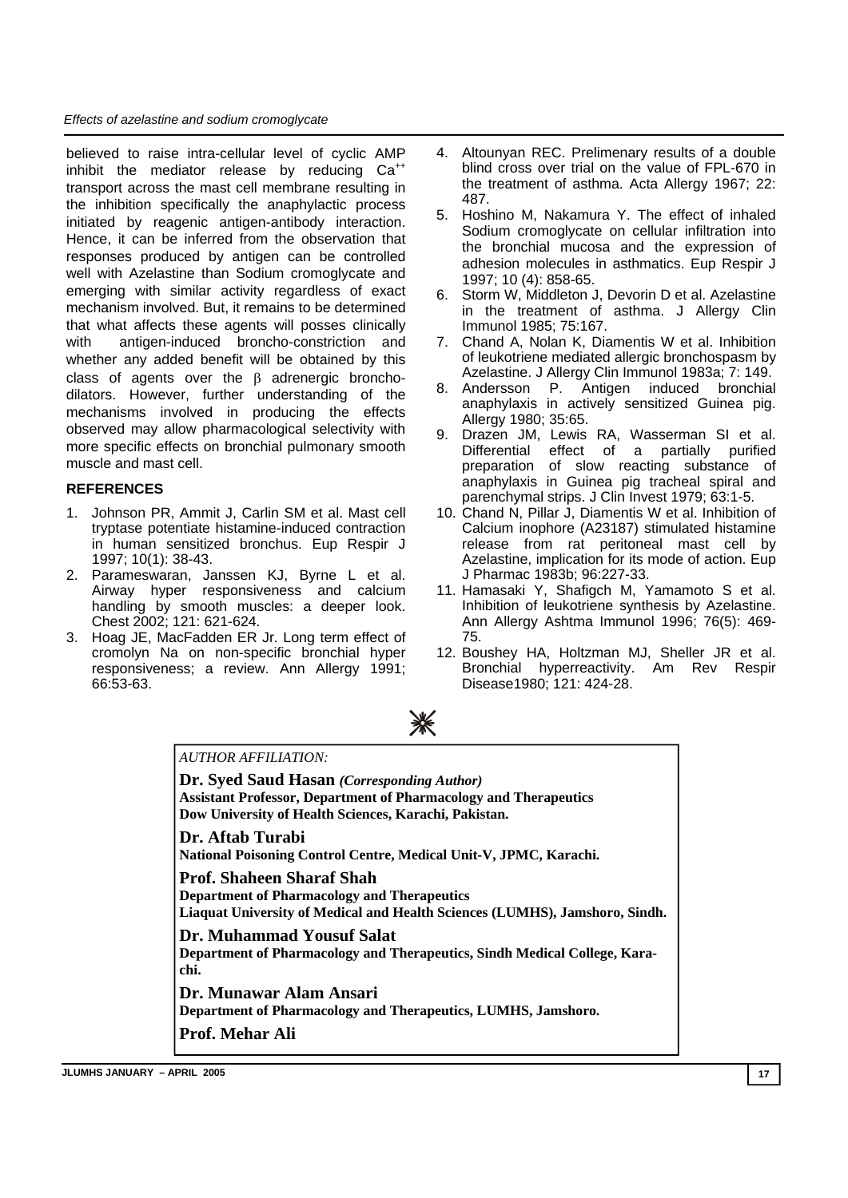believed to raise intra-cellular level of cyclic AMP inhibit the mediator release by reducing $Ca^{++}$ transport across the mast cell membrane resulting in the inhibition specifically the anaphylactic process initiated by reagenic antigen-antibody interaction. Hence, it can be inferred from the observation that responses produced by antigen can be controlled well with Azelastine than Sodium cromoglycate and emerging with similar activity regardless of exact mechanism involved. But, it remains to be determined that what affects these agents will posses clinically with antigen-induced broncho-constriction and whether any added benefit will be obtained by this class of agents over the β adrenergic broncho-dilators. However, further understanding of the mechanisms involved in producing the effects observed may allow pharmacological selectivity with more specific effects on bronchial pulmonary smooth muscle and mast cell.

## REFERENCES

1. Johnson PR, Ammit J, Carlin SM et al. Mast cell tryptase potentiate histamine-induced contraction in human sensitized bronchus. Eup Respir J 1997; 10(1): 38-43.
2. Parameswaran, Janssen KJ, Byrne L et al. Airway hyper responsiveness and calcium handling by smooth muscles: a deeper look. Chest 2002; 121: 621-624.
3. Hoag JE, MacFadden ER Jr. Long term effect of cromolyn Na on non-specific bronchial hyper responsiveness; a review. Ann Allergy 1991; 66:53-63.
4. Altounyan REC. Prelimenary results of a double blind cross over trial on the value of FPL-670 in the treatment of asthma. Acta Allergy 1967; 22: 487.
5. Hoshino M, Nakamura Y. The effect of inhaled Sodium cromoglycate on cellular infiltration into the bronchial mucosa and the expression of adhesion molecules in asthmatics. Eup Respir J 1997; 10 (4): 858-65.
6. Storm W, Middleton J, Devorin D et al. Azelastine in the treatment of asthma. J Allergy Clin Immunol 1985; 75:167.
7. Chand A, Nolan K, Diamentis W et al. Inhibition of leukotriene mediated allergic bronchospasm by Azelastine. J Allergy Clin Immunol 1983a; 7: 149.
8. Andersson P. Antigen induced bronchial anaphylaxis in actively sensitized Guinea pig. Allergy 1980; 35:65.
9. Drazen JM, Lewis RA, Wasserman SI et al. Differential effect of a partially purified preparation of slow reacting substance of anaphylaxis in Guinea pig tracheal spiral and parenchymal strips. J Clin Invest 1979; 63:1-5.
10. Chand N, Pillar J, Diamentis W et al. Inhibition of Calcium inophore (A23187) stimulated histamine release from rat peritoneal mast cell by Azelastine, implication for its mode of action. Eup J Pharmac 1983b; 96:227-33.
11. Hamasaki Y, Shafigch M, Yamamoto S et al. Inhibition of leukotriene synthesis by Azelastine. Ann Allergy Ashtma Immunol 1996; 76(5): 469-75.
12. Boushey HA, Holtzman MJ, Sheller JR et al. Bronchial hyperreactivity. Am Rev Respir Disease1980; 121: 424-28.

*AUTHOR AFFILIATION:*

**Dr. Syed Saud Hasan** ***(Corresponding Author)***
**Assistant Professor, Department of Pharmacology and Therapeutics**
**Dow University of Health Sciences, Karachi, Pakistan.**

**Dr. Aftab Turabi**
**National Poisoning Control Centre, Medical Unit-V, JPMC, Karachi.**

**Prof. Shaheen Sharaf Shah**
**Department of Pharmacology and Therapeutics**
**Liaquat University of Medical and Health Sciences (LUMHS), Jamshoro, Sindh.**

**Dr. Muhammad Yousuf Salat**
**Department of Pharmacology and Therapeutics, Sindh Medical College, Karachi.**

**Dr. Munawar Alam Ansari**
**Department of Pharmacology and Therapeutics, LUMHS, Jamshoro.**

**Prof. Mehar Ali**